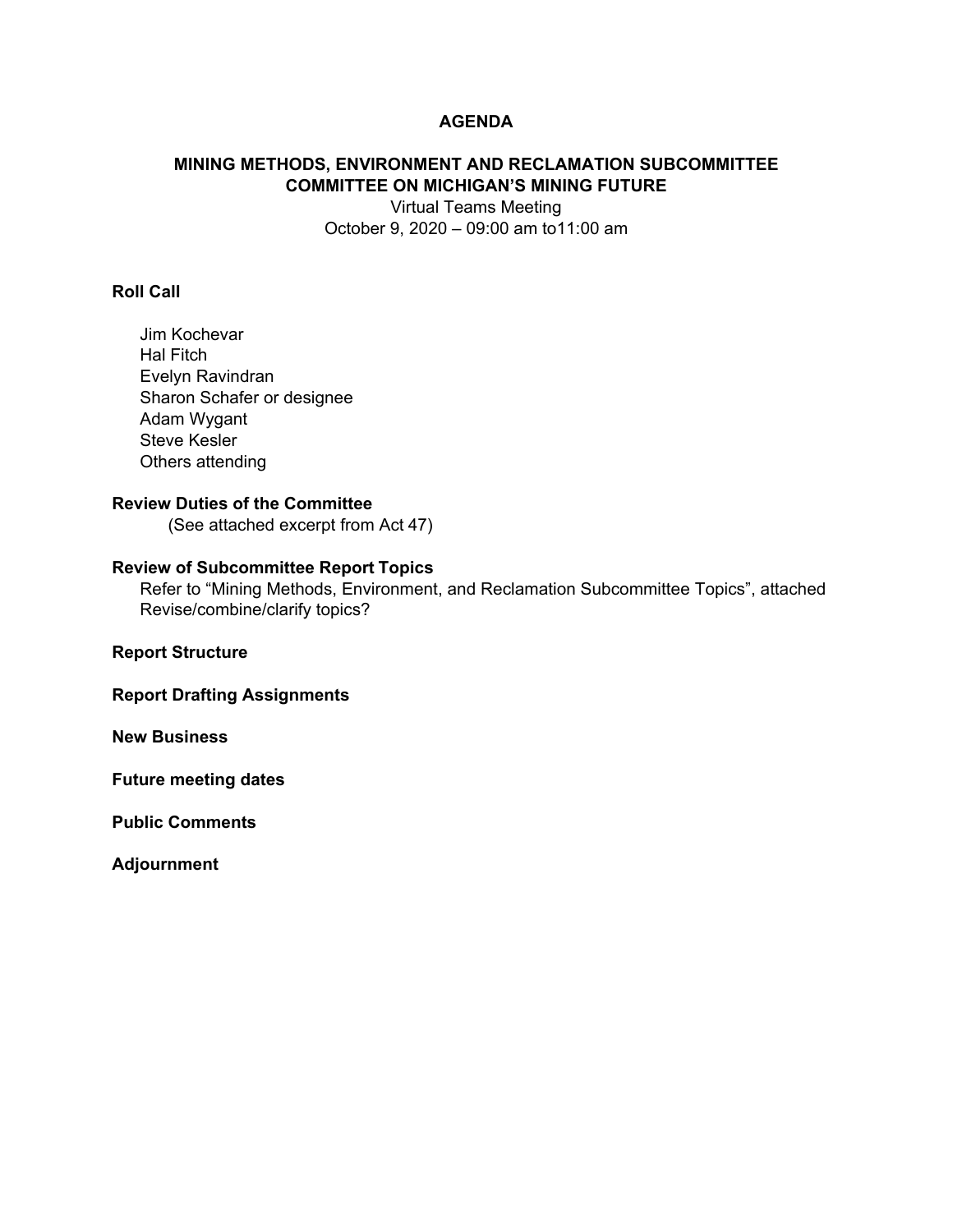# AGENDA

## MINING METHODS, ENVIRONMENT AND RECLAMATION SUBCOMMITTEE
## COMMITTEE ON MICHIGAN'S MINING FUTURE

Virtual Teams Meeting
October 9, 2020 – 09:00 am to11:00 am

**Roll Call**

Jim Kochevar
Hal Fitch
Evelyn Ravindran
Sharon Schafer or designee
Adam Wygant
Steve Kesler
Others attending

**Review Duties of the Committee**

(See attached excerpt from Act 47)

**Review of Subcommittee Report Topics**

Refer to "Mining Methods, Environment, and Reclamation Subcommittee Topics", attached
Revise/combine/clarify topics?

**Report Structure**

**Report Drafting Assignments**

**New Business**

**Future meeting dates**

**Public Comments**

**Adjournment**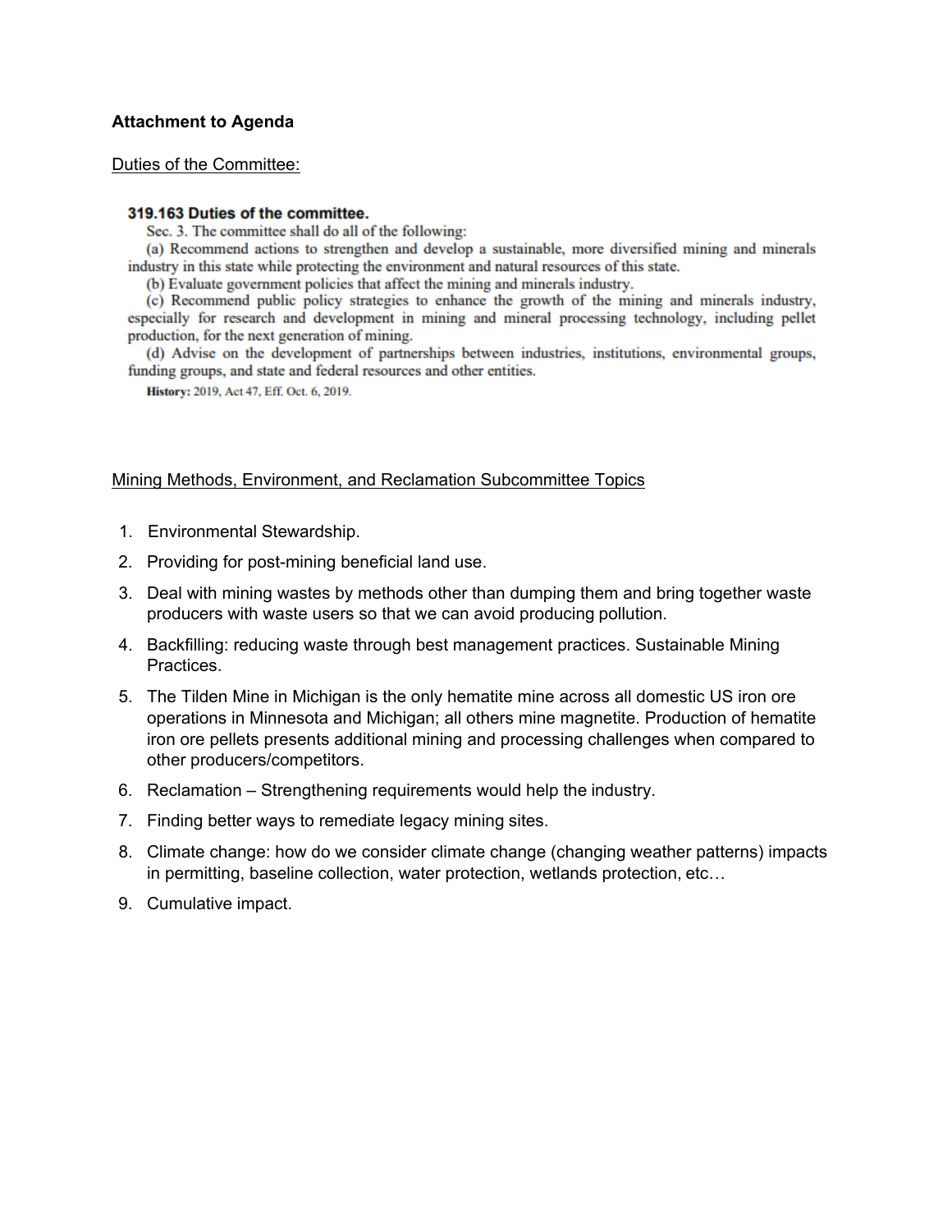**Attachment to Agenda**

Duties of the Committee:

**319.163 Duties of the committee.**

Sec. 3. The committee shall do all of the following:

(a) Recommend actions to strengthen and develop a sustainable, more diversified mining and minerals industry in this state while protecting the environment and natural resources of this state.

(b) Evaluate government policies that affect the mining and minerals industry.

(c) Recommend public policy strategies to enhance the growth of the mining and minerals industry, especially for research and development in mining and mineral processing technology, including pellet production, for the next generation of mining.

(d) Advise on the development of partnerships between industries, institutions, environmental groups, funding groups, and state and federal resources and other entities.

**History:** 2019, Act 47, Eff. Oct. 6, 2019.

Mining Methods, Environment, and Reclamation Subcommittee Topics

1. Environmental Stewardship.
2. Providing for post-mining beneficial land use.
3. Deal with mining wastes by methods other than dumping them and bring together waste producers with waste users so that we can avoid producing pollution.
4. Backfilling: reducing waste through best management practices. Sustainable Mining Practices.
5. The Tilden Mine in Michigan is the only hematite mine across all domestic US iron ore operations in Minnesota and Michigan; all others mine magnetite. Production of hematite iron ore pellets presents additional mining and processing challenges when compared to other producers/competitors.
6. Reclamation – Strengthening requirements would help the industry.
7. Finding better ways to remediate legacy mining sites.
8. Climate change: how do we consider climate change (changing weather patterns) impacts in permitting, baseline collection, water protection, wetlands protection, etc…
9. Cumulative impact.